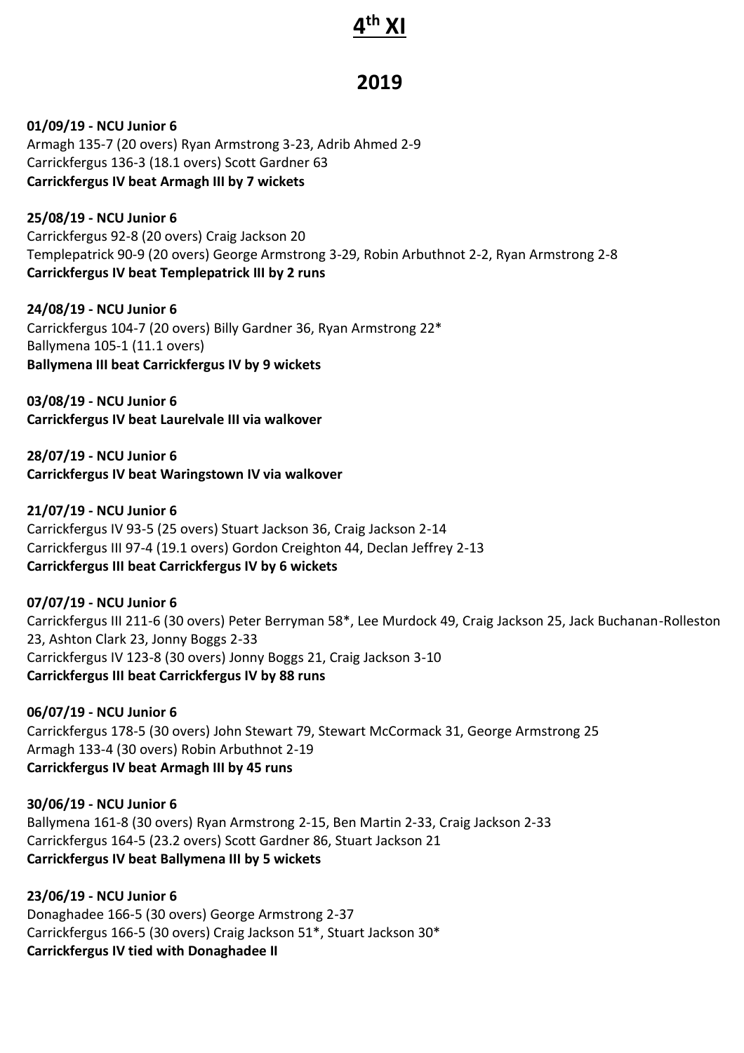# 4th XI

## 2019

**01/09/19 - NCU Junior 6**
Armagh 135-7 (20 overs) Ryan Armstrong 3-23, Adrib Ahmed 2-9
Carrickfergus 136-3 (18.1 overs) Scott Gardner 63
**Carrickfergus IV beat Armagh III by 7 wickets**

**25/08/19 - NCU Junior 6**
Carrickfergus 92-8 (20 overs) Craig Jackson 20
Templepatrick 90-9 (20 overs) George Armstrong 3-29, Robin Arbuthnot 2-2, Ryan Armstrong 2-8
**Carrickfergus IV beat Templepatrick III by 2 runs**

**24/08/19 - NCU Junior 6**
Carrickfergus 104-7 (20 overs) Billy Gardner 36, Ryan Armstrong 22*
Ballymena 105-1 (11.1 overs)
**Ballymena III beat Carrickfergus IV by 9 wickets**

**03/08/19 - NCU Junior 6**
**Carrickfergus IV beat Laurelvale III via walkover**

**28/07/19 - NCU Junior 6**
**Carrickfergus IV beat Waringstown IV via walkover**

**21/07/19 - NCU Junior 6**
Carrickfergus IV 93-5 (25 overs) Stuart Jackson 36, Craig Jackson 2-14
Carrickfergus III 97-4 (19.1 overs) Gordon Creighton 44, Declan Jeffrey 2-13
**Carrickfergus III beat Carrickfergus IV by 6 wickets**

**07/07/19 - NCU Junior 6**
Carrickfergus III 211-6 (30 overs) Peter Berryman 58*, Lee Murdock 49, Craig Jackson 25, Jack Buchanan-Rolleston 23, Ashton Clark 23, Jonny Boggs 2-33
Carrickfergus IV 123-8 (30 overs) Jonny Boggs 21, Craig Jackson 3-10
**Carrickfergus III beat Carrickfergus IV by 88 runs**

**06/07/19 - NCU Junior 6**
Carrickfergus 178-5 (30 overs) John Stewart 79, Stewart McCormack 31, George Armstrong 25
Armagh 133-4 (30 overs) Robin Arbuthnot 2-19
**Carrickfergus IV beat Armagh III by 45 runs**

**30/06/19 - NCU Junior 6**
Ballymena 161-8 (30 overs) Ryan Armstrong 2-15, Ben Martin 2-33, Craig Jackson 2-33
Carrickfergus 164-5 (23.2 overs) Scott Gardner 86, Stuart Jackson 21
**Carrickfergus IV beat Ballymena III by 5 wickets**

**23/06/19 - NCU Junior 6**
Donaghadee 166-5 (30 overs) George Armstrong 2-37
Carrickfergus 166-5 (30 overs) Craig Jackson 51*, Stuart Jackson 30*
**Carrickfergus IV tied with Donaghadee II**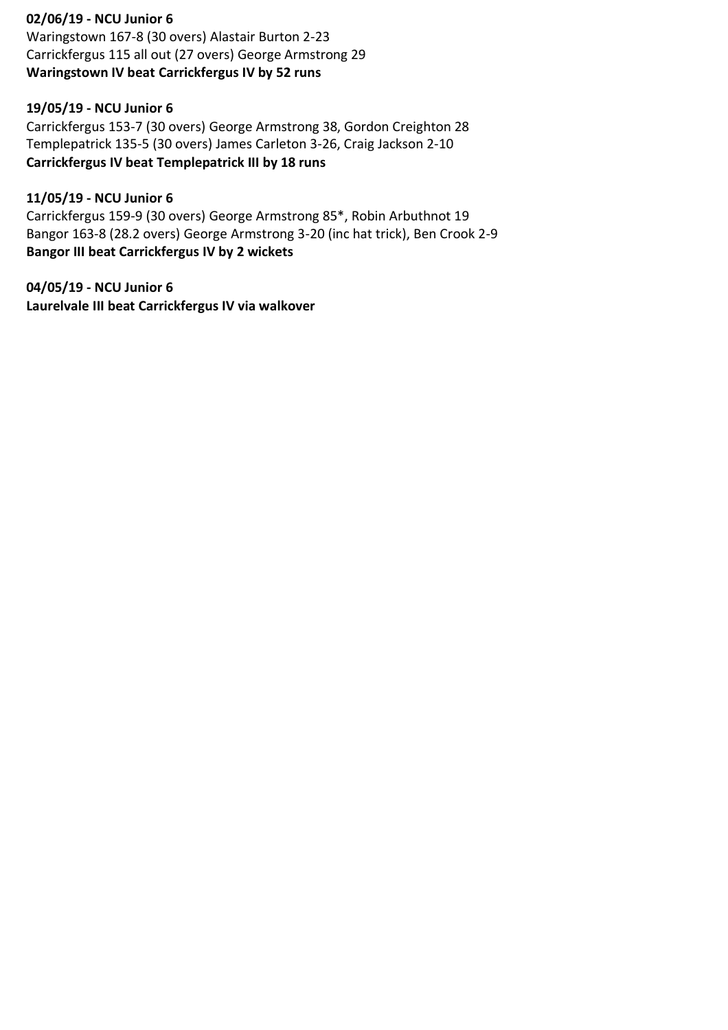**02/06/19 - NCU Junior 6**

Waringstown 167-8 (30 overs) Alastair Burton 2-23
Carrickfergus 115 all out (27 overs) George Armstrong 29
**Waringstown IV beat Carrickfergus IV by 52 runs**

**19/05/19 - NCU Junior 6**

Carrickfergus 153-7 (30 overs) George Armstrong 38, Gordon Creighton 28
Templepatrick 135-5 (30 overs) James Carleton 3-26, Craig Jackson 2-10
**Carrickfergus IV beat Templepatrick III by 18 runs**

**11/05/19 - NCU Junior 6**

Carrickfergus 159-9 (30 overs) George Armstrong 85*, Robin Arbuthnot 19
Bangor 163-8 (28.2 overs) George Armstrong 3-20 (inc hat trick), Ben Crook 2-9
**Bangor III beat Carrickfergus IV by 2 wickets**

**04/05/19 - NCU Junior 6**

**Laurelvale III beat Carrickfergus IV via walkover**